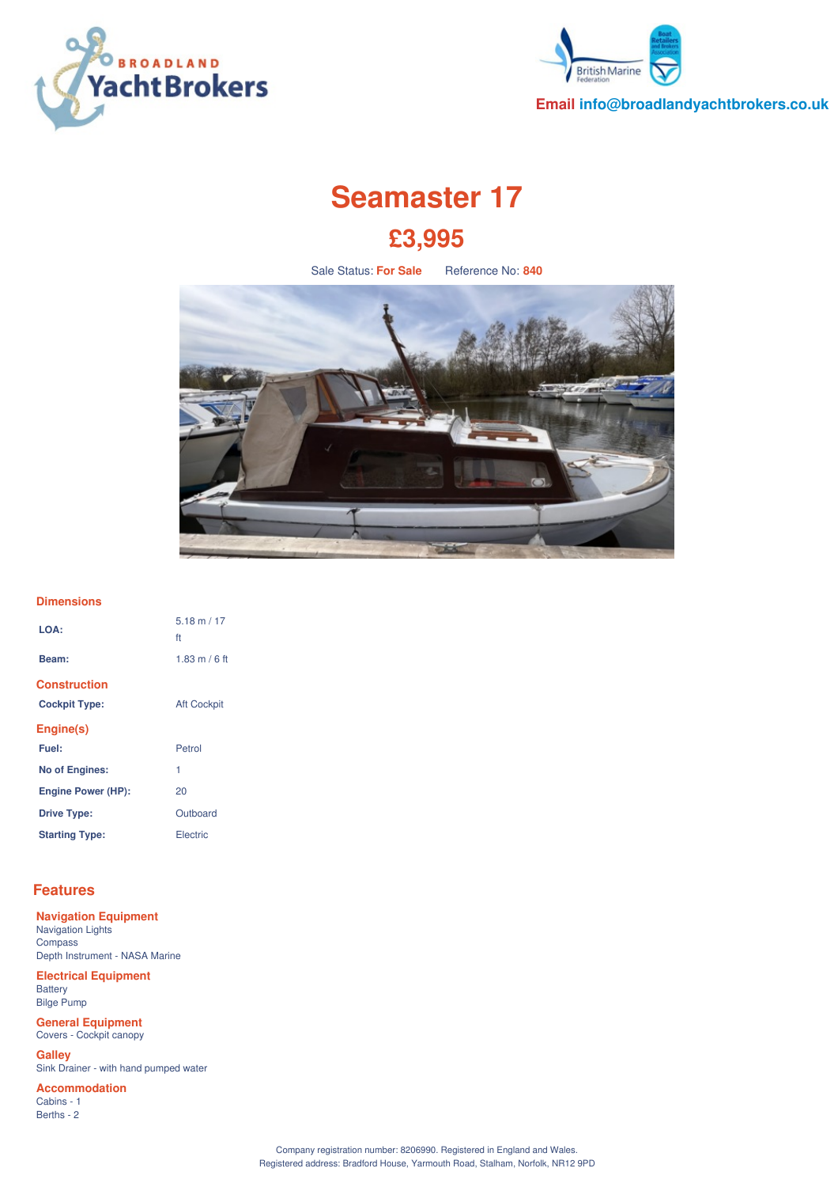Email info@broadlandyachtbrokers.co.uk

# Seamaster 17

## £3,995

Sale Status: For Sale    Reference No: 840

### Dimensions

| | |
|---|---|
| **LOA:** | 5.18 m / 17 ft |
| **Beam:** | 1.83 m / 6 ft |

### Construction

| | |
|---|---|
| **Cockpit Type:** | Aft Cockpit |

### Engine(s)

| | |
|---|---|
| **Fuel:** | Petrol |
| **No of Engines:** | 1 |
| **Engine Power (HP):** | 20 |
| **Drive Type:** | Outboard |
| **Starting Type:** | Electric |

## Features

### Navigation Equipment
Navigation Lights
Compass
Depth Instrument - NASA Marine

### Electrical Equipment
Battery
Bilge Pump

### General Equipment
Covers - Cockpit canopy

### Galley
Sink Drainer - with hand pumped water

### Accommodation
Cabins - 1
Berths - 2

Company registration number: 8206990. Registered in England and Wales.
Registered address: Bradford House, Yarmouth Road, Stalham, Norfolk, NR12 9PD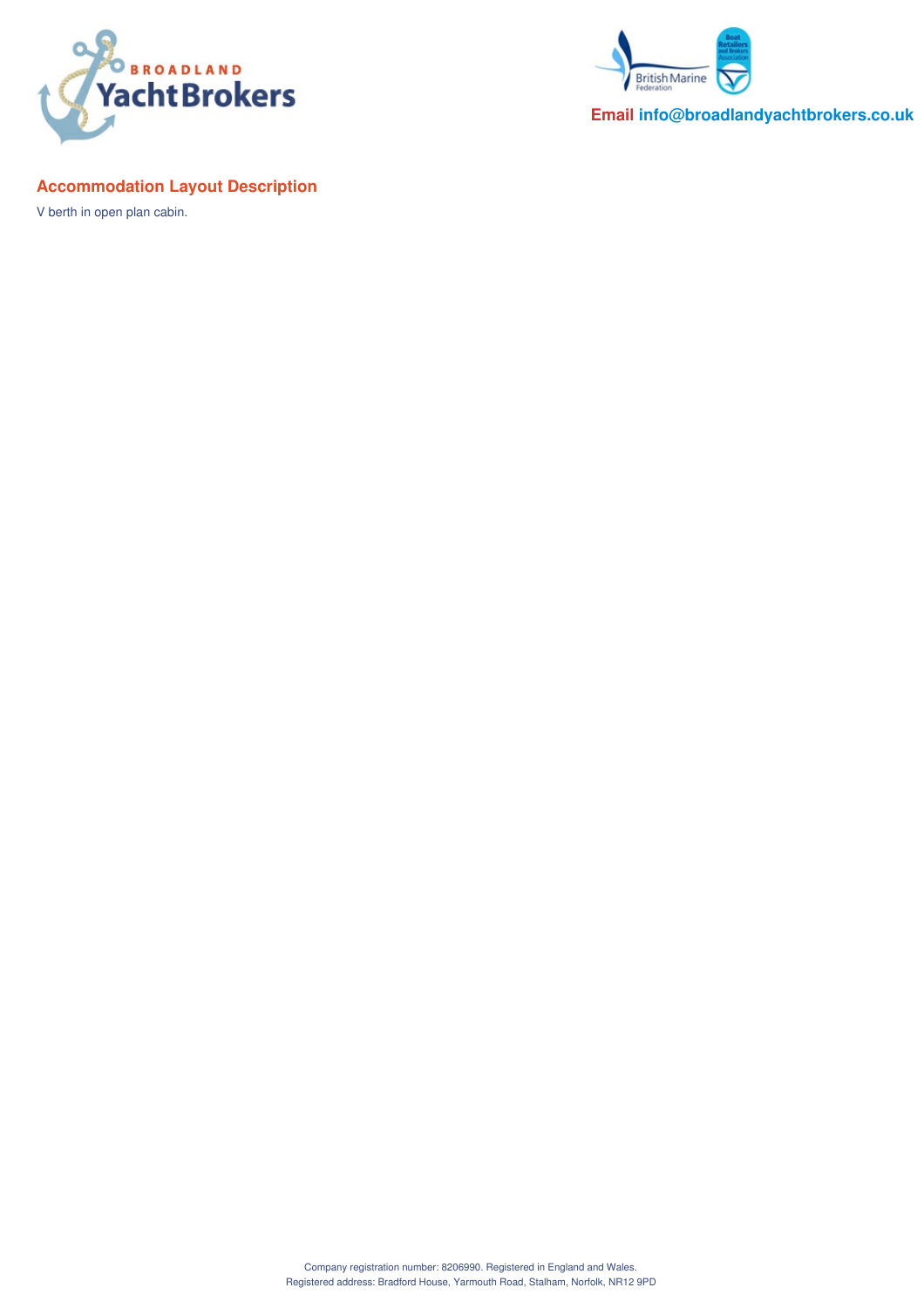## Accommodation Layout Description

V berth in open plan cabin.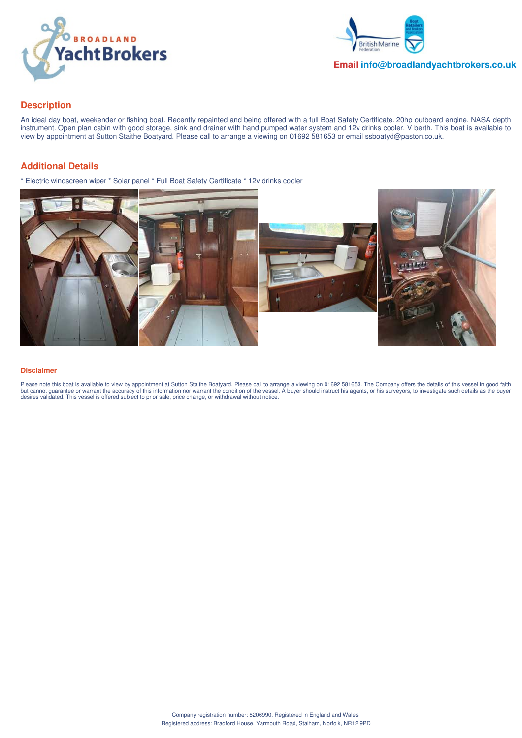Email info@broadlandyachtbrokers.co.uk

## Description

An ideal day boat, weekender or fishing boat. Recently repainted and being offered with a full Boat Safety Certificate. 20hp outboard engine. NASA depth instrument. Open plan cabin with good storage, sink and drainer with hand pumped water system and 12v drinks cooler. V berth. This boat is available to view by appointment at Sutton Staithe Boatyard. Please call to arrange a viewing on 01692 581653 or email ssboatyd@paston.co.uk.

## Additional Details

* Electric windscreen wiper * Solar panel * Full Boat Safety Certificate * 12v drinks cooler

### Disclaimer

Please note this boat is available to view by appointment at Sutton Staithe Boatyard. Please call to arrange a viewing on 01692 581653. The Company offers the details of this vessel in good faith but cannot guarantee or warrant the accuracy of this information nor warrant the condition of the vessel. A buyer should instruct his agents, or his surveyors, to investigate such details as the buyer desires validated. This vessel is offered subject to prior sale, price change, or withdrawal without notice.

Company registration number: 8206990. Registered in England and Wales.
Registered address: Bradford House, Yarmouth Road, Stalham, Norfolk, NR12 9PD